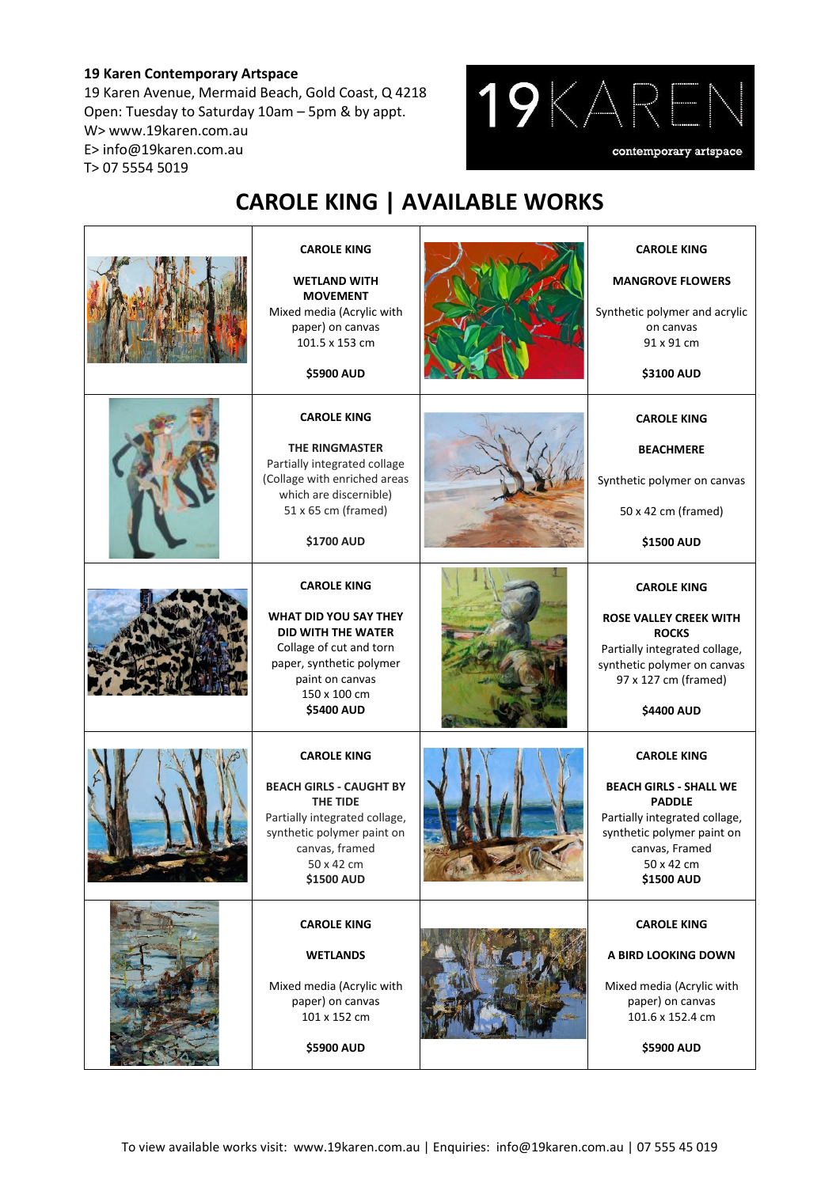**19 Karen Contemporary Artspace**
19 Karen Avenue, Mermaid Beach, Gold Coast, Q 4218
Open: Tuesday to Saturday 10am – 5pm & by appt.
W> www.19karen.com.au
E> info@19karen.com.au
T> 07 5554 5019

19KAREN contemporary artspace

# CAROLE KING | AVAILABLE WORKS

| | | | |
|---|---|---|---|
| | **CAROLE KING**<br><br>**WETLAND WITH MOVEMENT**<br>Mixed media (Acrylic with paper) on canvas<br>101.5 x 153 cm<br><br>**$5900 AUD** | | **CAROLE KING**<br><br>**MANGROVE FLOWERS**<br><br>Synthetic polymer and acrylic on canvas<br>91 x 91 cm<br><br>**$3100 AUD** |
| | **CAROLE KING**<br><br>**THE RINGMASTER**<br>Partially integrated collage (Collage with enriched areas which are discernible)<br>51 x 65 cm (framed)<br><br>**$1700 AUD** | | **CAROLE KING**<br><br>**BEACHMERE**<br><br>Synthetic polymer on canvas<br><br>50 x 42 cm (framed)<br><br>**$1500 AUD** |
| | **CAROLE KING**<br><br>**WHAT DID YOU SAY THEY DID WITH THE WATER**<br>Collage of cut and torn paper, synthetic polymer paint on canvas<br>150 x 100 cm<br>**$5400 AUD** | | **CAROLE KING**<br><br>**ROSE VALLEY CREEK WITH ROCKS**<br>Partially integrated collage, synthetic polymer on canvas<br>97 x 127 cm (framed)<br><br>**$4400 AUD** |
| | **CAROLE KING**<br><br>**BEACH GIRLS - CAUGHT BY THE TIDE**<br>Partially integrated collage, synthetic polymer paint on canvas, framed<br>50 x 42 cm<br>**$1500 AUD** | | **CAROLE KING**<br><br>**BEACH GIRLS - SHALL WE PADDLE**<br>Partially integrated collage, synthetic polymer paint on canvas, Framed<br>50 x 42 cm<br>**$1500 AUD** |
| | **CAROLE KING**<br><br>**WETLANDS**<br><br>Mixed media (Acrylic with paper) on canvas<br>101 x 152 cm<br><br>**$5900 AUD** | | **CAROLE KING**<br><br>**A BIRD LOOKING DOWN**<br><br>Mixed media (Acrylic with paper) on canvas<br>101.6 x 152.4 cm<br><br>**$5900 AUD** |

To view available works visit: www.19karen.com.au | Enquiries: info@19karen.com.au | 07 555 45 019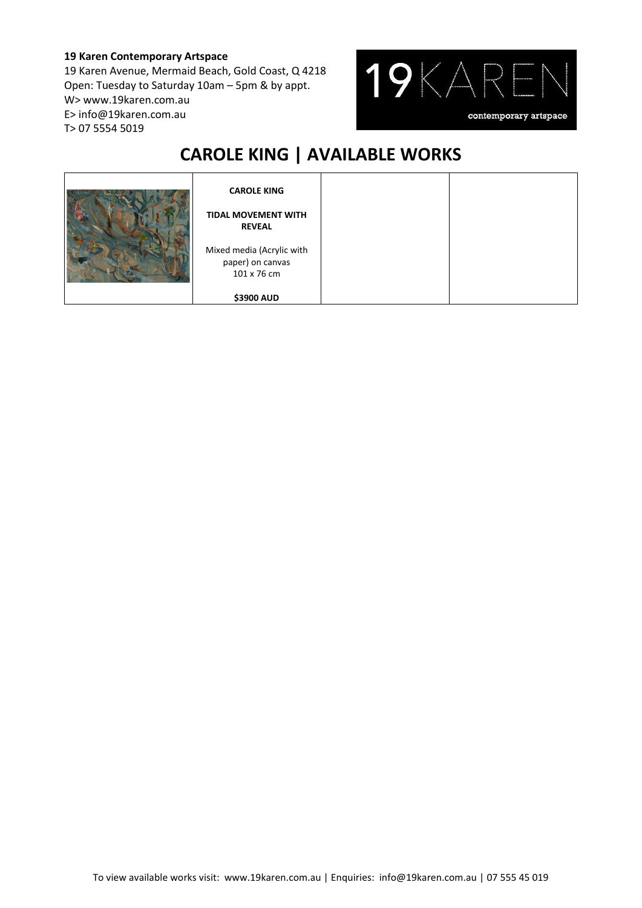**19 Karen Contemporary Artspace**
19 Karen Avenue, Mermaid Beach, Gold Coast, Q 4218
Open: Tuesday to Saturday 10am – 5pm & by appt.
W> www.19karen.com.au
E> info@19karen.com.au
T> 07 5554 5019

19KAREN
contemporary artspace

# CAROLE KING | AVAILABLE WORKS

| | | | |
|---|---|---|---|
| | **CAROLE KING**<br><br>**TIDAL MOVEMENT WITH REVEAL**<br><br>Mixed media (Acrylic with paper) on canvas<br>101 x 76 cm<br><br>**$3900 AUD** | | |

To view available works visit: www.19karen.com.au | Enquiries: info@19karen.com.au | 07 555 45 019